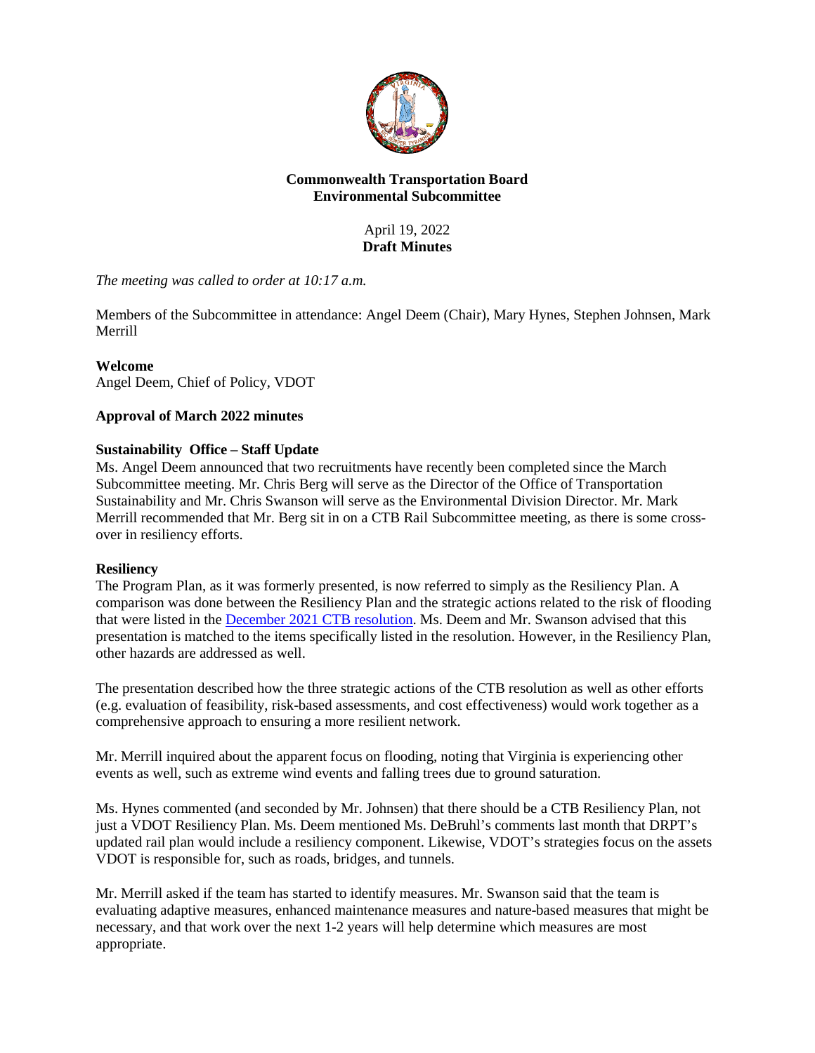**Commonwealth Transportation Board**
**Environmental Subcommittee**

April 19, 2022
**Draft Minutes**

*The meeting was called to order at 10:17 a.m.*

Members of the Subcommittee in attendance: Angel Deem (Chair), Mary Hynes, Stephen Johnsen, Mark Merrill

**Welcome**
Angel Deem, Chief of Policy, VDOT

**Approval of March 2022 minutes**

**Sustainability Office – Staff Update**
Ms. Angel Deem announced that two recruitments have recently been completed since the March Subcommittee meeting. Mr. Chris Berg will serve as the Director of the Office of Transportation Sustainability and Mr. Chris Swanson will serve as the Environmental Division Director. Mr. Mark Merrill recommended that Mr. Berg sit in on a CTB Rail Subcommittee meeting, as there is some cross-over in resiliency efforts.

**Resiliency**
The Program Plan, as it was formerly presented, is now referred to simply as the Resiliency Plan. A comparison was done between the Resiliency Plan and the strategic actions related to the risk of flooding that were listed in the December 2021 CTB resolution. Ms. Deem and Mr. Swanson advised that this presentation is matched to the items specifically listed in the resolution. However, in the Resiliency Plan, other hazards are addressed as well.

The presentation described how the three strategic actions of the CTB resolution as well as other efforts (e.g. evaluation of feasibility, risk-based assessments, and cost effectiveness) would work together as a comprehensive approach to ensuring a more resilient network.

Mr. Merrill inquired about the apparent focus on flooding, noting that Virginia is experiencing other events as well, such as extreme wind events and falling trees due to ground saturation.

Ms. Hynes commented (and seconded by Mr. Johnsen) that there should be a CTB Resiliency Plan, not just a VDOT Resiliency Plan. Ms. Deem mentioned Ms. DeBruhl's comments last month that DRPT's updated rail plan would include a resiliency component. Likewise, VDOT's strategies focus on the assets VDOT is responsible for, such as roads, bridges, and tunnels.

Mr. Merrill asked if the team has started to identify measures. Mr. Swanson said that the team is evaluating adaptive measures, enhanced maintenance measures and nature-based measures that might be necessary, and that work over the next 1-2 years will help determine which measures are most appropriate.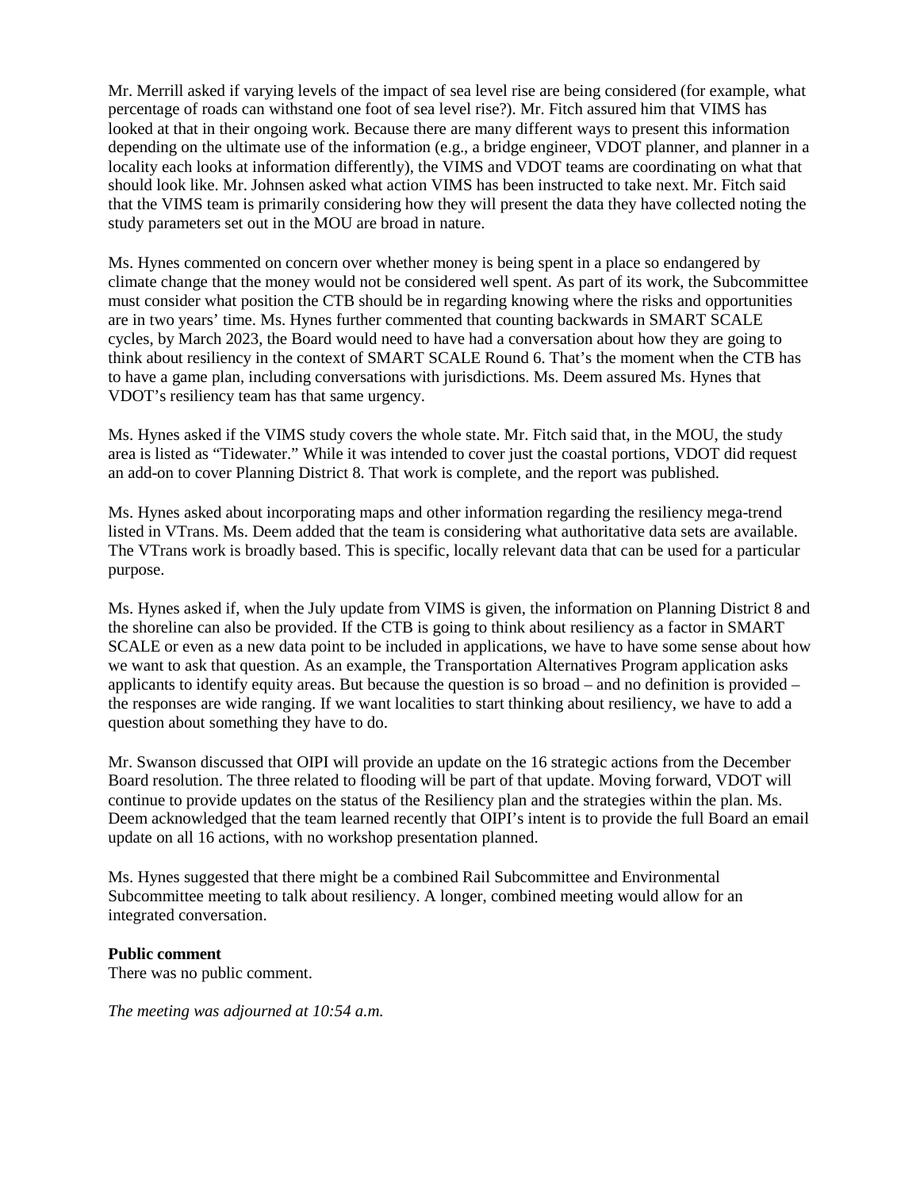Mr. Merrill asked if varying levels of the impact of sea level rise are being considered (for example, what percentage of roads can withstand one foot of sea level rise?). Mr. Fitch assured him that VIMS has looked at that in their ongoing work. Because there are many different ways to present this information depending on the ultimate use of the information (e.g., a bridge engineer, VDOT planner, and planner in a locality each looks at information differently), the VIMS and VDOT teams are coordinating on what that should look like. Mr. Johnsen asked what action VIMS has been instructed to take next. Mr. Fitch said that the VIMS team is primarily considering how they will present the data they have collected noting the study parameters set out in the MOU are broad in nature.

Ms. Hynes commented on concern over whether money is being spent in a place so endangered by climate change that the money would not be considered well spent. As part of its work, the Subcommittee must consider what position the CTB should be in regarding knowing where the risks and opportunities are in two years' time. Ms. Hynes further commented that counting backwards in SMART SCALE cycles, by March 2023, the Board would need to have had a conversation about how they are going to think about resiliency in the context of SMART SCALE Round 6. That's the moment when the CTB has to have a game plan, including conversations with jurisdictions. Ms. Deem assured Ms. Hynes that VDOT's resiliency team has that same urgency.

Ms. Hynes asked if the VIMS study covers the whole state. Mr. Fitch said that, in the MOU, the study area is listed as "Tidewater." While it was intended to cover just the coastal portions, VDOT did request an add-on to cover Planning District 8. That work is complete, and the report was published.

Ms. Hynes asked about incorporating maps and other information regarding the resiliency mega-trend listed in VTrans. Ms. Deem added that the team is considering what authoritative data sets are available. The VTrans work is broadly based. This is specific, locally relevant data that can be used for a particular purpose.

Ms. Hynes asked if, when the July update from VIMS is given, the information on Planning District 8 and the shoreline can also be provided. If the CTB is going to think about resiliency as a factor in SMART SCALE or even as a new data point to be included in applications, we have to have some sense about how we want to ask that question. As an example, the Transportation Alternatives Program application asks applicants to identify equity areas. But because the question is so broad – and no definition is provided – the responses are wide ranging. If we want localities to start thinking about resiliency, we have to add a question about something they have to do.

Mr. Swanson discussed that OIPI will provide an update on the 16 strategic actions from the December Board resolution. The three related to flooding will be part of that update. Moving forward, VDOT will continue to provide updates on the status of the Resiliency plan and the strategies within the plan. Ms. Deem acknowledged that the team learned recently that OIPI's intent is to provide the full Board an email update on all 16 actions, with no workshop presentation planned.

Ms. Hynes suggested that there might be a combined Rail Subcommittee and Environmental Subcommittee meeting to talk about resiliency. A longer, combined meeting would allow for an integrated conversation.

**Public comment**
There was no public comment.

*The meeting was adjourned at 10:54 a.m.*